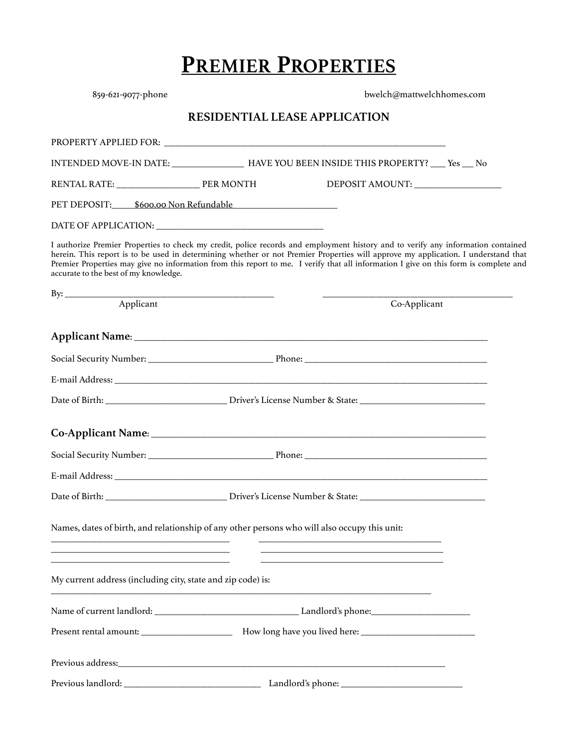# Premier Properties

859-621-9077-phone  bwelch@mattwelchhomes.com

## RESIDENTIAL LEASE APPLICATION

PROPERTY APPLIED FOR: ____________________________________________________________

INTENDED MOVE-IN DATE: _______________ HAVE YOU BEEN INSIDE THIS PROPERTY? ___ Yes ___ No

RENTAL RATE: __________________ PER MONTH  DEPOSIT AMOUNT: __________________

PET DEPOSIT:_____$600.00 Non Refundable_______________________

DATE OF APPLICATION: ____________________________________

I authorize Premier Properties to check my credit, police records and employment history and to verify any information contained herein. This report is to be used in determining whether or not Premier Properties will approve my application. I understand that Premier Properties may give no information from this report to me. I verify that all information I give on this form is complete and accurate to the best of my knowledge.

By: ______________________________________________  ________________________________________
Applicant  Co-Applicant

**Applicant Name**: ___________________________________________________________________________

Social Security Number: ___________________________ Phone: _________________________________________

E-mail Address: ___________________________________________________________________________________

Date of Birth: __________________________ Driver's License Number & State: ___________________________

**Co-Applicant Name**: ________________________________________________________________________

Social Security Number: ___________________________ Phone: _________________________________________

E-mail Address: ___________________________________________________________________________________

Date of Birth: __________________________ Driver's License Number & State: ___________________________

Names, dates of birth, and relationship of any other persons who will also occupy this unit:

_______________________________________  ________________________________________
_______________________________________  ________________________________________
_______________________________________  ________________________________________

My current address (including city, state and zip code) is:

__________________________________________________________________________________

Name of current landlord: _______________________________ Landlord's phone:_____________________

Present rental amount: ___________________ How long have you lived here: ________________________

Previous address:_________________________________________________________________________

Previous landlord: _____________________________ Landlord's phone: __________________________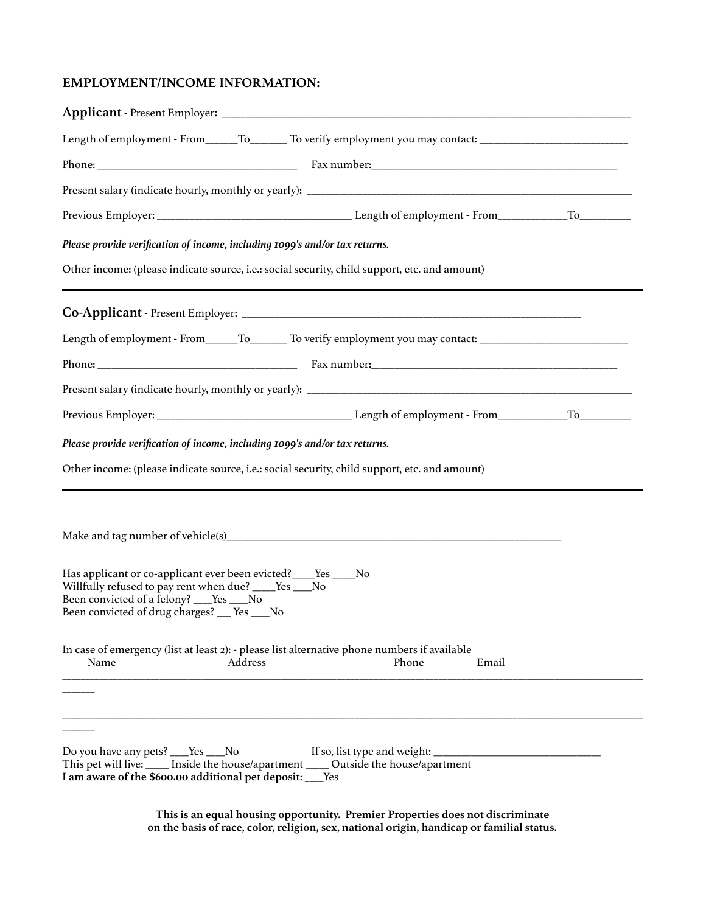**EMPLOYMENT/INCOME INFORMATION:**

**Applicant** - Present Employer: ______________________________________________________________________________

Length of employment - From______To_______ To verify employment you may contact: ___________________________

Phone: _____________________________________ Fax number:_______________________________________________

Present salary (indicate hourly, monthly or yearly): _______________________________________________________________

Previous Employer: ___________________________________ Length of employment - From_____________To_________

***Please provide verification of income, including 1099's and/or tax returns.***

Other income: (please indicate source, i.e.: social security, child support, etc. and amount)

---

**Co-Applicant** - Present Employer: _______________________________________________________________

Length of employment - From______To_______ To verify employment you may contact: ___________________________

Phone: _____________________________________ Fax number:_______________________________________________

Present salary (indicate hourly, monthly or yearly): _______________________________________________________________

Previous Employer: ___________________________________ Length of employment - From_____________To_________

***Please provide verification of income, including 1099's and/or tax returns.***

Other income: (please indicate source, i.e.: social security, child support, etc. and amount)

---

Make and tag number of vehicle(s)_________________________________________________________________

Has applicant or co-applicant ever been evicted?____Yes ____No
Willfully refused to pay rent when due? ____Yes ___No
Been convicted of a felony? ___Yes ___No
Been convicted of drug charges? __ Yes ___No

In case of emergency (list at least 2): - please list alternative phone numbers if available

Name Address Phone Email

______________________________________________________________________________________________________________

______________________________________________________________________________________________________________

Do you have any pets? ___Yes ___No If so, list type and weight: _______________________________
This pet will live: ____ Inside the house/apartment ____ Outside the house/apartment
**I am aware of the $600.00 additional pet deposit**: ___Yes

**This is an equal housing opportunity. Premier Properties does not discriminate on the basis of race, color, religion, sex, national origin, handicap or familial status.**